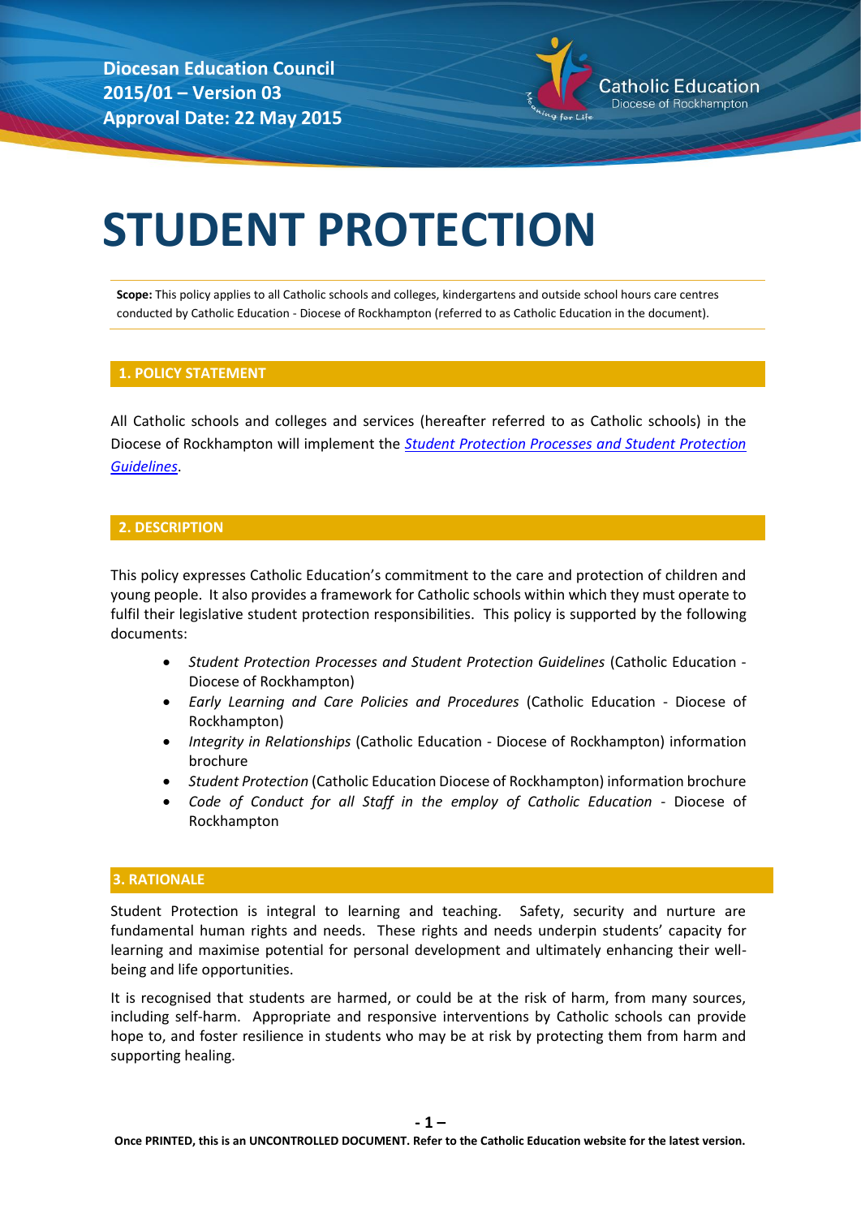Diocesan Education Council
2015/01 – Version 03
Approval Date: 22 May 2015

Catholic Education
Diocese of Rockhampton

# STUDENT PROTECTION

**Scope:** This policy applies to all Catholic schools and colleges, kindergartens and outside school hours care centres conducted by Catholic Education - Diocese of Rockhampton (referred to as Catholic Education in the document).

## 1. POLICY STATEMENT

All Catholic schools and colleges and services (hereafter referred to as Catholic schools) in the Diocese of Rockhampton will implement the *Student Protection Processes and Student Protection Guidelines*.

## 2. DESCRIPTION

This policy expresses Catholic Education's commitment to the care and protection of children and young people. It also provides a framework for Catholic schools within which they must operate to fulfil their legislative student protection responsibilities. This policy is supported by the following documents:

- *Student Protection Processes and Student Protection Guidelines* (Catholic Education - Diocese of Rockhampton)
- *Early Learning and Care Policies and Procedures* (Catholic Education - Diocese of Rockhampton)
- *Integrity in Relationships* (Catholic Education - Diocese of Rockhampton) information brochure
- *Student Protection* (Catholic Education Diocese of Rockhampton) information brochure
- *Code of Conduct for all Staff in the employ of Catholic Education* - Diocese of Rockhampton

## 3. RATIONALE

Student Protection is integral to learning and teaching. Safety, security and nurture are fundamental human rights and needs. These rights and needs underpin students' capacity for learning and maximise potential for personal development and ultimately enhancing their well-being and life opportunities.

It is recognised that students are harmed, or could be at the risk of harm, from many sources, including self-harm. Appropriate and responsive interventions by Catholic schools can provide hope to, and foster resilience in students who may be at risk by protecting them from harm and supporting healing.

Once PRINTED, this is an UNCONTROLLED DOCUMENT. Refer to the Catholic Education website for the latest version.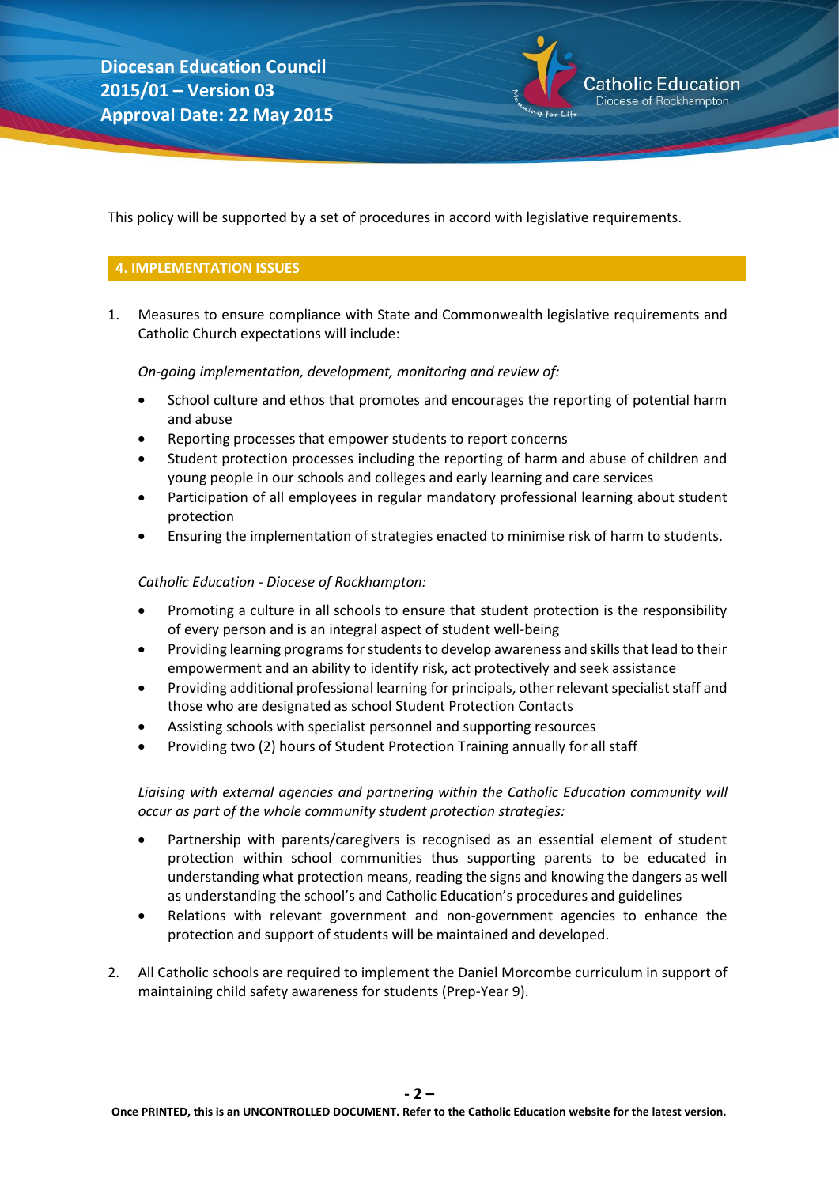This policy will be supported by a set of procedures in accord with legislative requirements.

## 4. IMPLEMENTATION ISSUES

1. Measures to ensure compliance with State and Commonwealth legislative requirements and Catholic Church expectations will include:

   *On-going implementation, development, monitoring and review of:*

   - School culture and ethos that promotes and encourages the reporting of potential harm and abuse
   - Reporting processes that empower students to report concerns
   - Student protection processes including the reporting of harm and abuse of children and young people in our schools and colleges and early learning and care services
   - Participation of all employees in regular mandatory professional learning about student protection
   - Ensuring the implementation of strategies enacted to minimise risk of harm to students.

   *Catholic Education - Diocese of Rockhampton:*

   - Promoting a culture in all schools to ensure that student protection is the responsibility of every person and is an integral aspect of student well-being
   - Providing learning programs for students to develop awareness and skills that lead to their empowerment and an ability to identify risk, act protectively and seek assistance
   - Providing additional professional learning for principals, other relevant specialist staff and those who are designated as school Student Protection Contacts
   - Assisting schools with specialist personnel and supporting resources
   - Providing two (2) hours of Student Protection Training annually for all staff

   *Liaising with external agencies and partnering within the Catholic Education community will occur as part of the whole community student protection strategies:*

   - Partnership with parents/caregivers is recognised as an essential element of student protection within school communities thus supporting parents to be educated in understanding what protection means, reading the signs and knowing the dangers as well as understanding the school's and Catholic Education's procedures and guidelines
   - Relations with relevant government and non-government agencies to enhance the protection and support of students will be maintained and developed.

2. All Catholic schools are required to implement the Daniel Morcombe curriculum in support of maintaining child safety awareness for students (Prep-Year 9).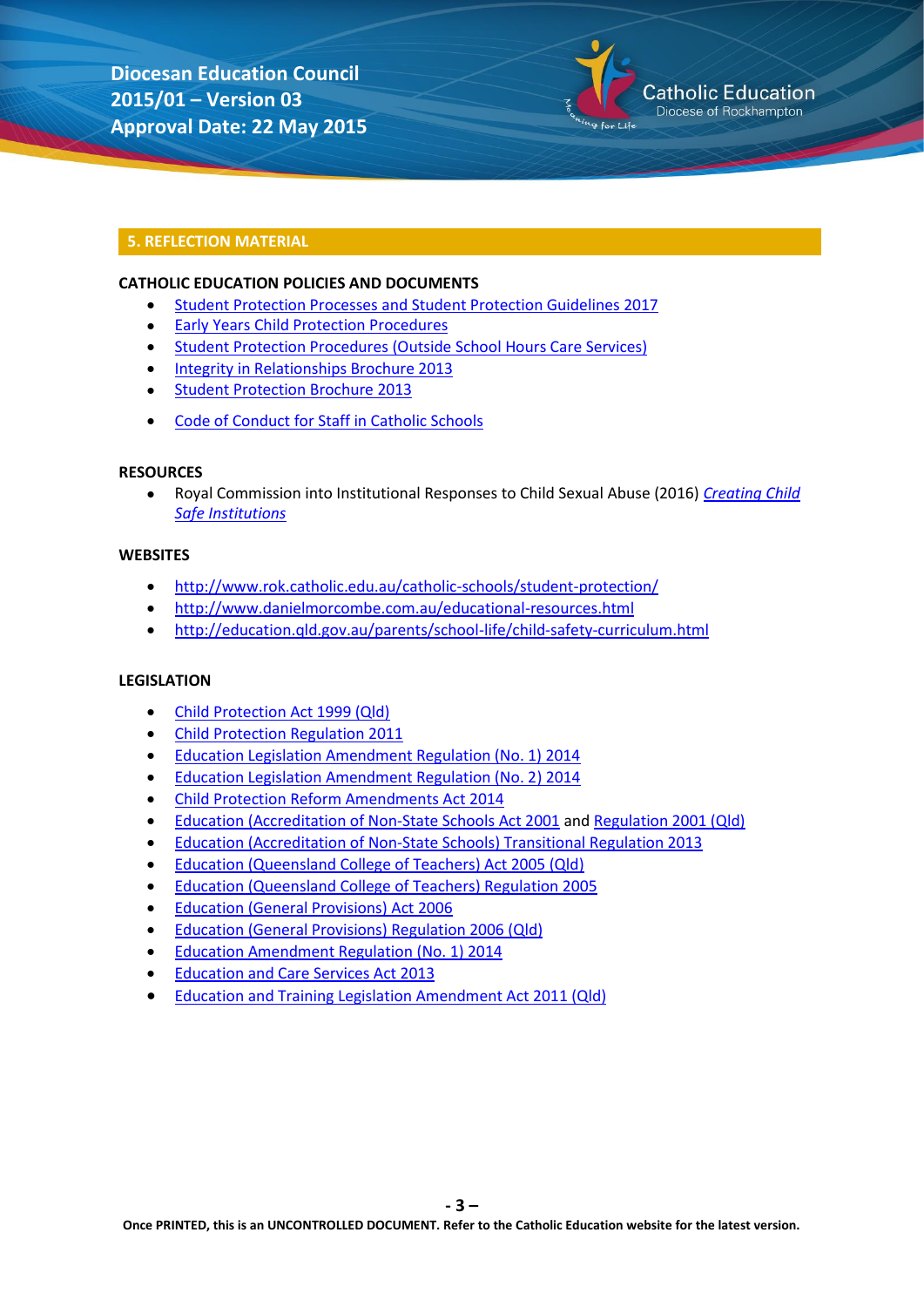## 5. REFLECTION MATERIAL

### CATHOLIC EDUCATION POLICIES AND DOCUMENTS

- Student Protection Processes and Student Protection Guidelines 2017
- Early Years Child Protection Procedures
- Student Protection Procedures (Outside School Hours Care Services)
- Integrity in Relationships Brochure 2013
- Student Protection Brochure 2013
- Code of Conduct for Staff in Catholic Schools

### RESOURCES

- Royal Commission into Institutional Responses to Child Sexual Abuse (2016) *Creating Child Safe Institutions*

### WEBSITES

- http://www.rok.catholic.edu.au/catholic-schools/student-protection/
- http://www.danielmorcombe.com.au/educational-resources.html
- http://education.qld.gov.au/parents/school-life/child-safety-curriculum.html

### LEGISLATION

- Child Protection Act 1999 (Qld)
- Child Protection Regulation 2011
- Education Legislation Amendment Regulation (No. 1) 2014
- Education Legislation Amendment Regulation (No. 2) 2014
- Child Protection Reform Amendments Act 2014
- Education (Accreditation of Non-State Schools Act 2001 and Regulation 2001 (Qld)
- Education (Accreditation of Non-State Schools) Transitional Regulation 2013
- Education (Queensland College of Teachers) Act 2005 (Qld)
- Education (Queensland College of Teachers) Regulation 2005
- Education (General Provisions) Act 2006
- Education (General Provisions) Regulation 2006 (Qld)
- Education Amendment Regulation (No. 1) 2014
- Education and Care Services Act 2013
- Education and Training Legislation Amendment Act 2011 (Qld)

**Once PRINTED, this is an UNCONTROLLED DOCUMENT. Refer to the Catholic Education website for the latest version.**